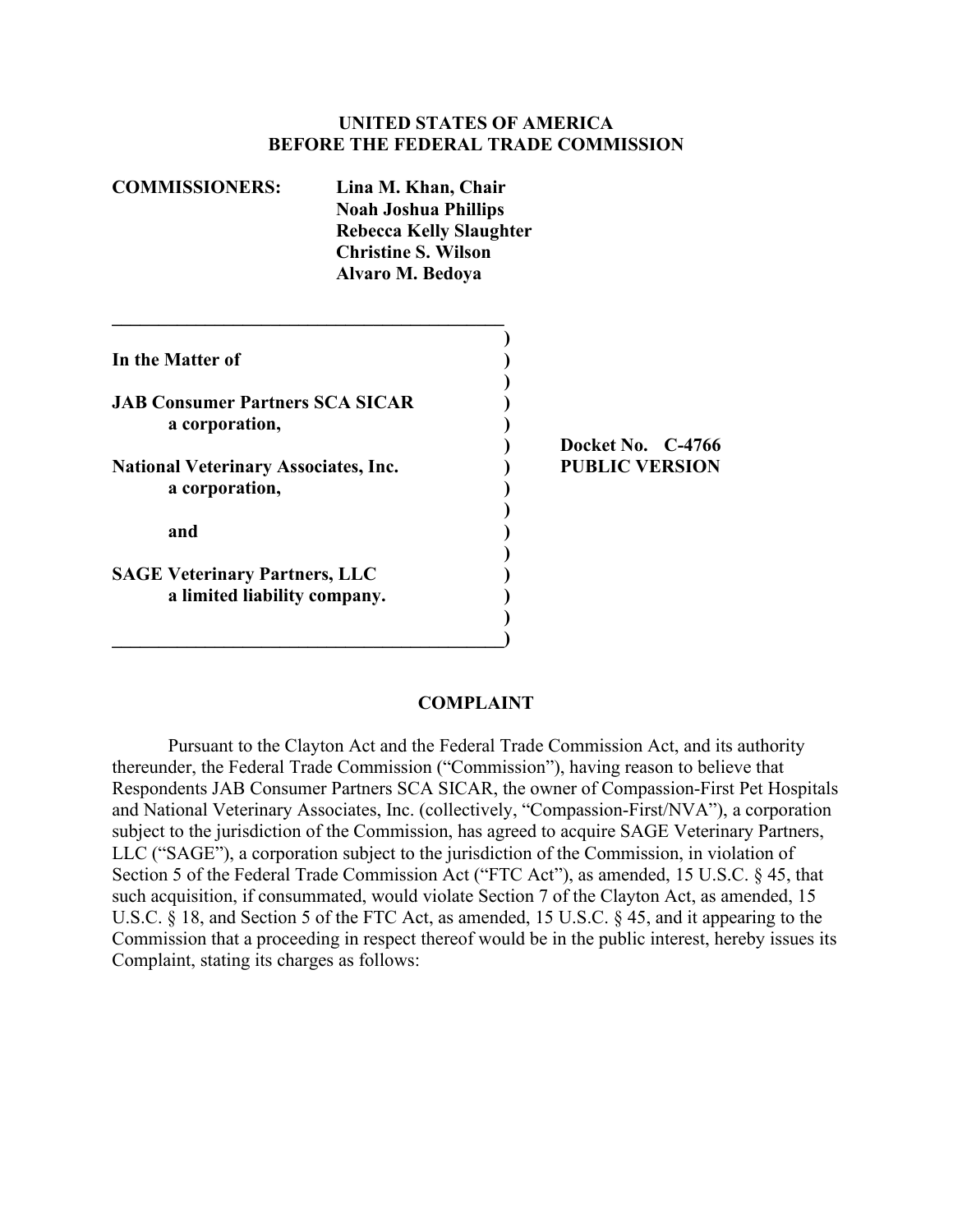**UNITED STATES OF AMERICA**
**BEFORE THE FEDERAL TRADE COMMISSION**

**COMMISSIONERS:** **Lina M. Khan, Chair**
**Noah Joshua Phillips**
**Rebecca Kelly Slaughter**
**Christine S. Wilson**
**Alvaro M. Bedoya**

| | |
|---|---|
| **In the Matter of** | |
| **JAB Consumer Partners SCA SICAR** a corporation, | |
| **National Veterinary Associates, Inc.** a corporation, | **Docket No. C-4766** **PUBLIC VERSION** |
| **and** | |
| **SAGE Veterinary Partners, LLC** a limited liability company. | |

## COMPLAINT

Pursuant to the Clayton Act and the Federal Trade Commission Act, and its authority thereunder, the Federal Trade Commission ("Commission"), having reason to believe that Respondents JAB Consumer Partners SCA SICAR, the owner of Compassion-First Pet Hospitals and National Veterinary Associates, Inc. (collectively, "Compassion-First/NVA"), a corporation subject to the jurisdiction of the Commission, has agreed to acquire SAGE Veterinary Partners, LLC ("SAGE"), a corporation subject to the jurisdiction of the Commission, in violation of Section 5 of the Federal Trade Commission Act ("FTC Act"), as amended, 15 U.S.C. § 45, that such acquisition, if consummated, would violate Section 7 of the Clayton Act, as amended, 15 U.S.C. § 18, and Section 5 of the FTC Act, as amended, 15 U.S.C. § 45, and it appearing to the Commission that a proceeding in respect thereof would be in the public interest, hereby issues its Complaint, stating its charges as follows: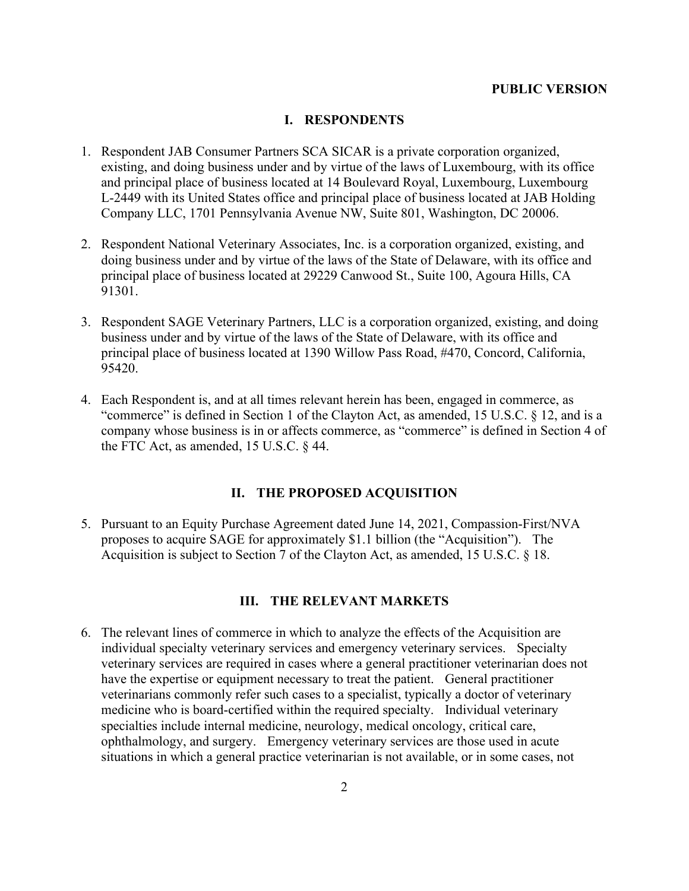**PUBLIC VERSION**

## I. RESPONDENTS

1. Respondent JAB Consumer Partners SCA SICAR is a private corporation organized, existing, and doing business under and by virtue of the laws of Luxembourg, with its office and principal place of business located at 14 Boulevard Royal, Luxembourg, Luxembourg L-2449 with its United States office and principal place of business located at JAB Holding Company LLC, 1701 Pennsylvania Avenue NW, Suite 801, Washington, DC 20006.

2. Respondent National Veterinary Associates, Inc. is a corporation organized, existing, and doing business under and by virtue of the laws of the State of Delaware, with its office and principal place of business located at 29229 Canwood St., Suite 100, Agoura Hills, CA 91301.

3. Respondent SAGE Veterinary Partners, LLC is a corporation organized, existing, and doing business under and by virtue of the laws of the State of Delaware, with its office and principal place of business located at 1390 Willow Pass Road, #470, Concord, California, 95420.

4. Each Respondent is, and at all times relevant herein has been, engaged in commerce, as "commerce" is defined in Section 1 of the Clayton Act, as amended, 15 U.S.C. § 12, and is a company whose business is in or affects commerce, as "commerce" is defined in Section 4 of the FTC Act, as amended, 15 U.S.C. § 44.

## II. THE PROPOSED ACQUISITION

5. Pursuant to an Equity Purchase Agreement dated June 14, 2021, Compassion-First/NVA proposes to acquire SAGE for approximately $1.1 billion (the "Acquisition"). The Acquisition is subject to Section 7 of the Clayton Act, as amended, 15 U.S.C. § 18.

## III. THE RELEVANT MARKETS

6. The relevant lines of commerce in which to analyze the effects of the Acquisition are individual specialty veterinary services and emergency veterinary services. Specialty veterinary services are required in cases where a general practitioner veterinarian does not have the expertise or equipment necessary to treat the patient. General practitioner veterinarians commonly refer such cases to a specialist, typically a doctor of veterinary medicine who is board-certified within the required specialty. Individual veterinary specialties include internal medicine, neurology, medical oncology, critical care, ophthalmology, and surgery. Emergency veterinary services are those used in acute situations in which a general practice veterinarian is not available, or in some cases, not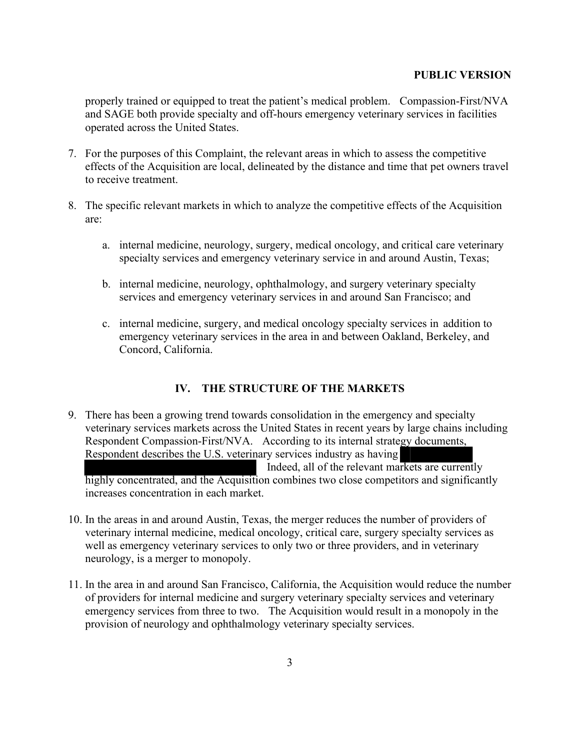properly trained or equipped to treat the patient's medical problem. Compassion-First/NVA and SAGE both provide specialty and off-hours emergency veterinary services in facilities operated across the United States.

7. For the purposes of this Complaint, the relevant areas in which to assess the competitive effects of the Acquisition are local, delineated by the distance and time that pet owners travel to receive treatment.

8. The specific relevant markets in which to analyze the competitive effects of the Acquisition are:

    a. internal medicine, neurology, surgery, medical oncology, and critical care veterinary specialty services and emergency veterinary service in and around Austin, Texas;

    b. internal medicine, neurology, ophthalmology, and surgery veterinary specialty services and emergency veterinary services in and around San Francisco; and

    c. internal medicine, surgery, and medical oncology specialty services in addition to emergency veterinary services in the area in and between Oakland, Berkeley, and Concord, California.

## IV. THE STRUCTURE OF THE MARKETS

9. There has been a growing trend towards consolidation in the emergency and specialty veterinary services markets across the United States in recent years by large chains including Respondent Compassion-First/NVA. According to its internal strategy documents, Respondent describes the U.S. veterinary services industry as having [REDACTED] Indeed, all of the relevant markets are currently highly concentrated, and the Acquisition combines two close competitors and significantly increases concentration in each market.

10. In the areas in and around Austin, Texas, the merger reduces the number of providers of veterinary internal medicine, medical oncology, critical care, surgery specialty services as well as emergency veterinary services to only two or three providers, and in veterinary neurology, is a merger to monopoly.

11. In the area in and around San Francisco, California, the Acquisition would reduce the number of providers for internal medicine and surgery veterinary specialty services and veterinary emergency services from three to two. The Acquisition would result in a monopoly in the provision of neurology and ophthalmology veterinary specialty services.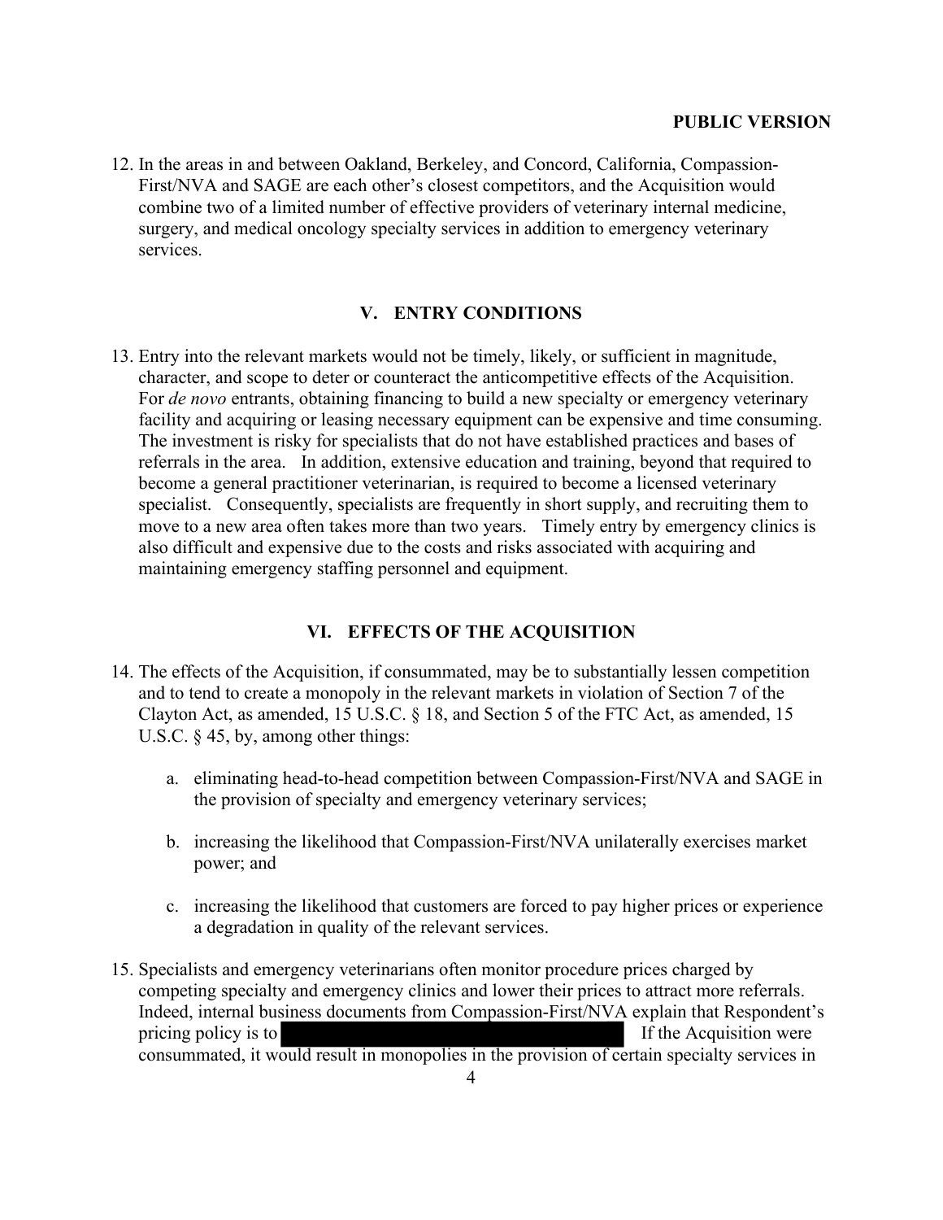**PUBLIC VERSION**

12. In the areas in and between Oakland, Berkeley, and Concord, California, Compassion-First/NVA and SAGE are each other's closest competitors, and the Acquisition would combine two of a limited number of effective providers of veterinary internal medicine, surgery, and medical oncology specialty services in addition to emergency veterinary services.

## V. ENTRY CONDITIONS

13. Entry into the relevant markets would not be timely, likely, or sufficient in magnitude, character, and scope to deter or counteract the anticompetitive effects of the Acquisition. For *de novo* entrants, obtaining financing to build a new specialty or emergency veterinary facility and acquiring or leasing necessary equipment can be expensive and time consuming. The investment is risky for specialists that do not have established practices and bases of referrals in the area. In addition, extensive education and training, beyond that required to become a general practitioner veterinarian, is required to become a licensed veterinary specialist. Consequently, specialists are frequently in short supply, and recruiting them to move to a new area often takes more than two years. Timely entry by emergency clinics is also difficult and expensive due to the costs and risks associated with acquiring and maintaining emergency staffing personnel and equipment.

## VI. EFFECTS OF THE ACQUISITION

14. The effects of the Acquisition, if consummated, may be to substantially lessen competition and to tend to create a monopoly in the relevant markets in violation of Section 7 of the Clayton Act, as amended, 15 U.S.C. § 18, and Section 5 of the FTC Act, as amended, 15 U.S.C. § 45, by, among other things:

    a. eliminating head-to-head competition between Compassion-First/NVA and SAGE in the provision of specialty and emergency veterinary services;

    b. increasing the likelihood that Compassion-First/NVA unilaterally exercises market power; and

    c. increasing the likelihood that customers are forced to pay higher prices or experience a degradation in quality of the relevant services.

15. Specialists and emergency veterinarians often monitor procedure prices charged by competing specialty and emergency clinics and lower their prices to attract more referrals. Indeed, internal business documents from Compassion-First/NVA explain that Respondent's pricing policy is to [REDACTED] If the Acquisition were consummated, it would result in monopolies in the provision of certain specialty services in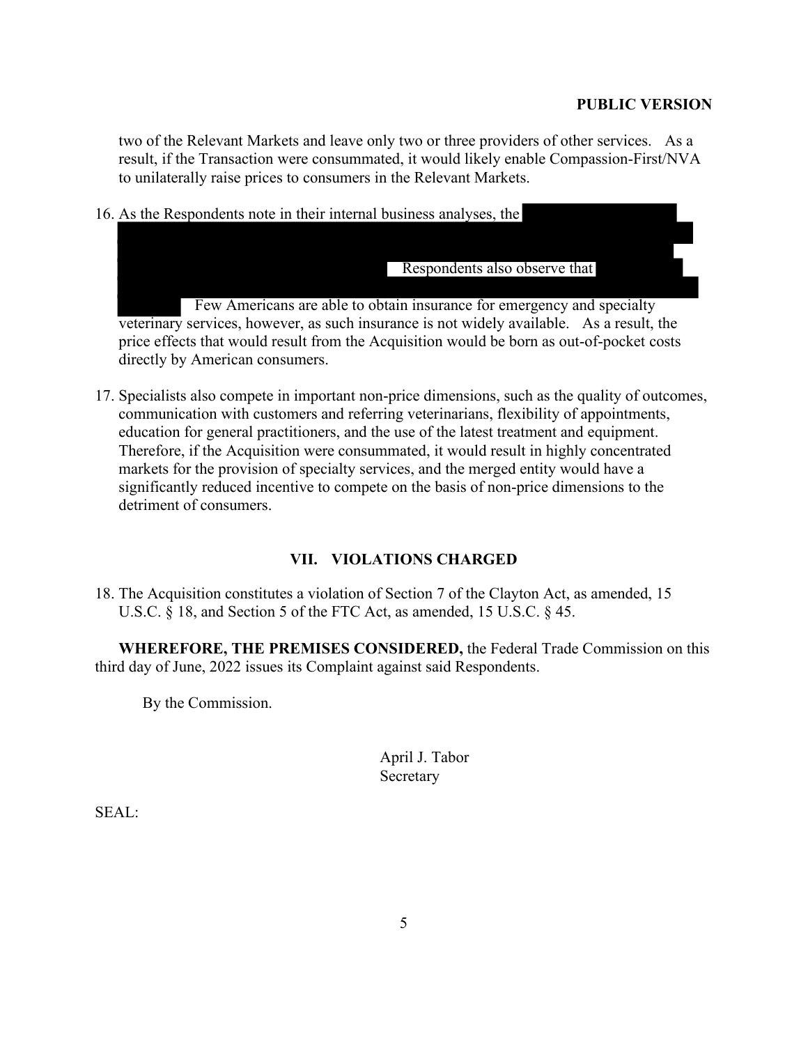two of the Relevant Markets and leave only two or three providers of other services. As a result, if the Transaction were consummated, it would likely enable Compassion-First/NVA to unilaterally raise prices to consumers in the Relevant Markets.

16. As the Respondents note in their internal business analyses, the [REDACTED] Respondents also observe that [REDACTED] Few Americans are able to obtain insurance for emergency and specialty veterinary services, however, as such insurance is not widely available. As a result, the price effects that would result from the Acquisition would be born as out-of-pocket costs directly by American consumers.

17. Specialists also compete in important non-price dimensions, such as the quality of outcomes, communication with customers and referring veterinarians, flexibility of appointments, education for general practitioners, and the use of the latest treatment and equipment. Therefore, if the Acquisition were consummated, it would result in highly concentrated markets for the provision of specialty services, and the merged entity would have a significantly reduced incentive to compete on the basis of non-price dimensions to the detriment of consumers.

## VII. VIOLATIONS CHARGED

18. The Acquisition constitutes a violation of Section 7 of the Clayton Act, as amended, 15 U.S.C. § 18, and Section 5 of the FTC Act, as amended, 15 U.S.C. § 45.

**WHEREFORE, THE PREMISES CONSIDERED,** the Federal Trade Commission on this third day of June, 2022 issues its Complaint against said Respondents.

By the Commission.

April J. Tabor
Secretary

SEAL: